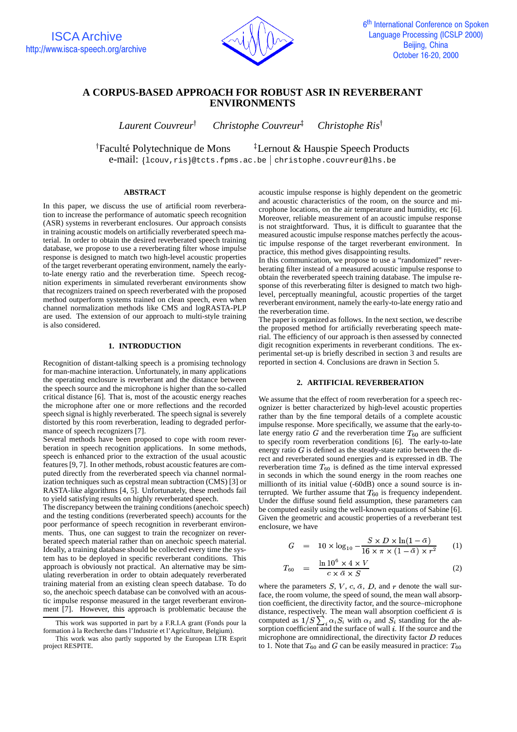# A CORPUS-BASED APPROACH FOR ROBUST ASR IN REVERBERANT ENVIRONMENTS

*Laurent Couvreur*[†] *Christophe Couvreur*[‡] *Christophe Ris*[†]

[†]Faculté Polytechnique de Mons [‡]Lernout & Hauspie Speech Products
e-mail: {lcouv,ris}@tcts.fpms.ac.be | christophe.couvreur@lhs.be

## ABSTRACT

In this paper, we discuss the use of artificial room reverberation to increase the performance of automatic speech recognition (ASR) systems in reverberant enclosures. Our approach consists in training acoustic models on artificially reverberated speech material. In order to obtain the desired reverberated speech training database, we propose to use a reverberating filter whose impulse response is designed to match two high-level acoustic properties of the target reverberant operating environment, namely the early-to-late energy ratio and the reverberation time. Speech recognition experiments in simulated reverberant environments show that recognizers trained on speech reverberated with the proposed method outperform systems trained on clean speech, even when channel normalization methods like CMS and logRASTA-PLP are used. The extension of our approach to multi-style training is also considered.

## 1. INTRODUCTION

Recognition of distant-talking speech is a promising technology for man-machine interaction. Unfortunately, in many applications the operating enclosure is reverberant and the distance between the speech source and the microphone is higher than the so-called critical distance [6]. That is, most of the acoustic energy reaches the microphone after one or more reflections and the recorded speech signal is highly reverberated. The speech signal is severely distorted by this room reverberation, leading to degraded performance of speech recognizers [7].

Several methods have been proposed to cope with room reverberation in speech recognition applications. In some methods, speech is enhanced prior to the extraction of the usual acoustic features [9, 7]. In other methods, robust acoustic features are computed directly from the reverberated speech via channel normalization techniques such as cepstral mean subtraction (CMS) [3] or RASTA-like algorithms [4, 5]. Unfortunately, these methods fail to yield satisfying results on highly reverberated speech.

The discrepancy between the training conditions (anechoic speech) and the testing conditions (reverberated speech) accounts for the poor performance of speech recognition in reverberant environments. Thus, one can suggest to train the recognizer on reverberated speech material rather than on anechoic speech material. Ideally, a training database should be collected every time the system has to be deployed in specific reverberant conditions. This approach is obviously not practical. An alternative may be simulating reverberation in order to obtain adequately reverberated training material from an existing clean speech database. To do so, the anechoic speech database can be convolved with an acoustic impulse response measured in the target reverberant environment [7]. However, this approach is problematic because the acoustic impulse response is highly dependent on the geometric and acoustic characteristics of the room, on the source and microphone locations, on the air temperature and humidity, etc [6]. Moreover, reliable measurement of an acoustic impulse response is not straightforward. Thus, it is difficult to guarantee that the measured acoustic impulse response matches perfectly the acoustic impulse response of the target reverberant environment. In practice, this method gives disappointing results.

In this communication, we propose to use a "randomized" reverberating filter instead of a measured acoustic impulse response to obtain the reverberated speech training database. The impulse response of this reverberating filter is designed to match two high-level, perceptually meaningful, acoustic properties of the target reverberant environment, namely the early-to-late energy ratio and the reverberation time.

The paper is organized as follows. In the next section, we describe the proposed method for artificially reverberating speech material. The efficiency of our approach is then assessed by connected digit recognition experiments in reverberant conditions. The experimental set-up is briefly described in section 3 and results are reported in section 4. Conclusions are drawn in Section 5.

## 2. ARTIFICIAL REVERBERATION

We assume that the effect of room reverberation for a speech recognizer is better characterized by high-level acoustic properties rather than by the fine temporal details of a complete acoustic impulse response. More specifically, we assume that the early-to-late energy ratio $G$ and the reverberation time $T_{60}$ are sufficient to specify room reverberation conditions [6]. The early-to-late energy ratio $G$ is defined as the steady-state ratio between the direct and reverberated sound energies and is expressed in dB. The reverberation time $T_{60}$ is defined as the time interval expressed in seconds in which the sound energy in the room reaches one millionth of its initial value (-60dB) once a sound source is interrupted. We further assume that $T_{60}$ is frequency independent. Under the diffuse sound field assumption, these parameters can be computed easily using the well-known equations of Sabine [6]. Given the geometric and acoustic properties of a reverberant test enclosure, we have

$$G = 10 \times \log_{10} - \frac{S \times D \times \ln(1-\bar{\alpha})}{16 \times \pi \times (1-\bar{\alpha}) \times r^2} \quad (1)$$

$$T_{60} = \frac{\ln 10^6 \times 4 \times V}{c \times \bar{\alpha} \times S} \quad (2)$$

where the parameters $S$, $V$, $c$, $\bar{\alpha}$, $D$, and $r$ denote the wall surface, the room volume, the speed of sound, the mean wall absorption coefficient, the directivity factor, and the source–microphone distance, respectively. The mean wall absorption coefficient $\bar{\alpha}$ is computed as $1/S \sum_i \alpha_i S_i$ with $\alpha_i$ and $S_i$ standing for the absorption coefficient and the surface of wall $i$. If the source and the microphone are omnidirectional, the directivity factor $D$ reduces to 1. Note that $T_{60}$ and $G$ can be easily measured in practice: $T_{60}$

This work was supported in part by a F.R.I.A grant (Fonds pour la formation à la Recherche dans l'Industrie et l'Agriculture, Belgium).

This work was also partly supported by the European LTR Esprit project RESPITE.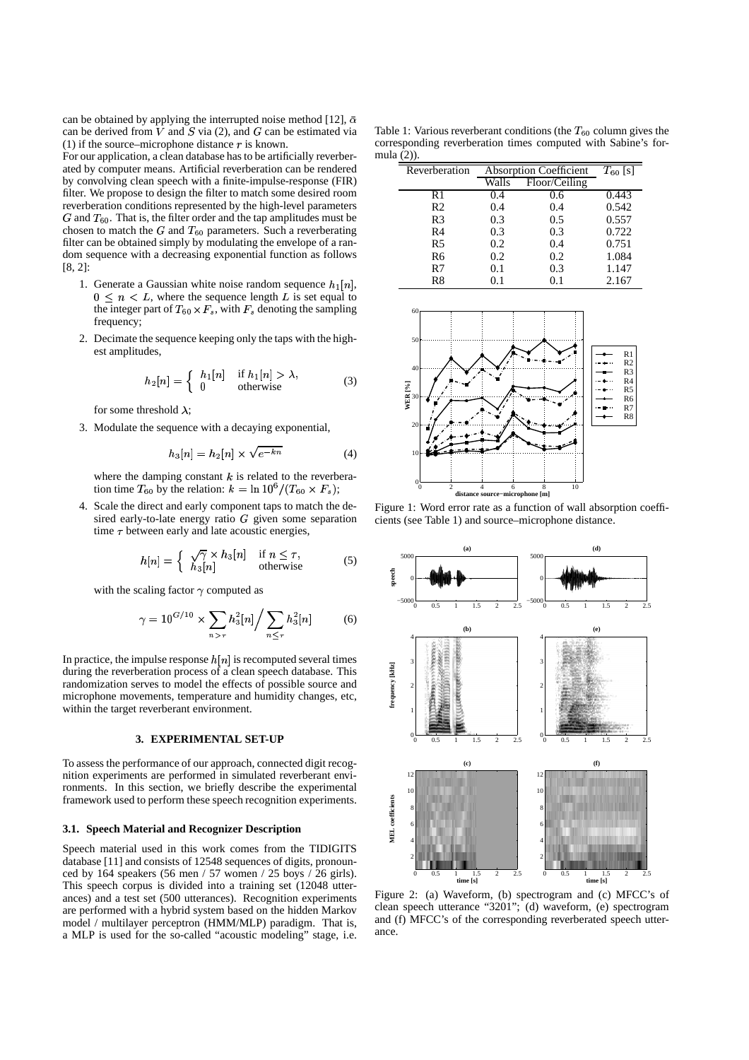can be obtained by applying the interrupted noise method [12], $\bar{\alpha}$ can be derived from $V$ and $S$ via (2), and $G$ can be estimated via (1) if the source–microphone distance $r$ is known.

For our application, a clean database has to be artificially reverberated by computer means. Artificial reverberation can be rendered by convolving clean speech with a finite-impulse-response (FIR) filter. We propose to design the filter to match some desired room reverberation conditions represented by the high-level parameters $G$ and $T_{60}$. That is, the filter order and the tap amplitudes must be chosen to match the $G$ and $T_{60}$ parameters. Such a reverberating filter can be obtained simply by modulating the envelope of a random sequence with a decreasing exponential function as follows [8, 2]:

1. Generate a Gaussian white noise random sequence $h_1[n]$, $0 \leq n < L$, where the sequence length $L$ is set equal to the integer part of $T_{60} \times F_s$, with $F_s$ denoting the sampling frequency;

2. Decimate the sequence keeping only the taps with the highest amplitudes,

$$h_2[n] = \begin{cases} h_1[n] & \text{if } h_1[n] > \lambda, \\ 0 & \text{otherwise} \end{cases} \tag{3}$$

   for some threshold $\lambda$;

3. Modulate the sequence with a decaying exponential,

$$h_3[n] = h_2[n] \times \sqrt{e^{-kn}} \tag{4}$$

   where the damping constant $k$ is related to the reverberation time $T_{60}$ by the relation: $k = \ln 10^6 / (T_{60} \times F_s)$;

4. Scale the direct and early component taps to match the desired early-to-late energy ratio $G$ given some separation time $\tau$ between early and late acoustic energies,

$$h[n] = \begin{cases} \sqrt{\gamma} \times h_3[n] & \text{if } n \leq \tau, \\ h_3[n] & \text{otherwise} \end{cases} \tag{5}$$

   with the scaling factor $\gamma$ computed as

$$\gamma = 10^{G/10} \times \sum_{n > \tau} h_3^2[n] \Big/ \sum_{n \leq \tau} h_3^2[n] \tag{6}$$

In practice, the impulse response $h[n]$ is recomputed several times during the reverberation process of a clean speech database. This randomization serves to model the effects of possible source and microphone movements, temperature and humidity changes, etc, within the target reverberant environment.

## 3. EXPERIMENTAL SET-UP

To assess the performance of our approach, connected digit recognition experiments are performed in simulated reverberant environments. In this section, we briefly describe the experimental framework used to perform these speech recognition experiments.

### 3.1. Speech Material and Recognizer Description

Speech material used in this work comes from the TIDIGITS database [11] and consists of 12548 sequences of digits, pronounced by 164 speakers (56 men / 57 women / 25 boys / 26 girls). This speech corpus is divided into a training set (12048 utterances) and a test set (500 utterances). Recognition experiments are performed with a hybrid system based on the hidden Markov model / multilayer perceptron (HMM/MLP) paradigm. That is, a MLP is used for the so-called "acoustic modeling" stage, i.e.

Table 1: Various reverberant conditions (the $T_{60}$ column gives the corresponding reverberation times computed with Sabine's formula (2)).

| Reverberation | Absorption Coefficient | | $T_{60}$ [s] |
|---|---|---|---|
| | Walls | Floor/Ceiling | |
| R1 | 0.4 | 0.6 | 0.443 |
| R2 | 0.4 | 0.4 | 0.542 |
| R3 | 0.3 | 0.5 | 0.557 |
| R4 | 0.3 | 0.3 | 0.722 |
| R5 | 0.2 | 0.4 | 0.751 |
| R6 | 0.2 | 0.2 | 1.084 |
| R7 | 0.1 | 0.3 | 1.147 |
| R8 | 0.1 | 0.1 | 2.167 |

Figure 1: Word error rate as a function of wall absorption coefficients (see Table 1) and source–microphone distance.

Figure 2: (a) Waveform, (b) spectrogram and (c) MFCC's of clean speech utterance "3201"; (d) waveform, (e) spectrogram and (f) MFCC's of the corresponding reverberated speech utterance.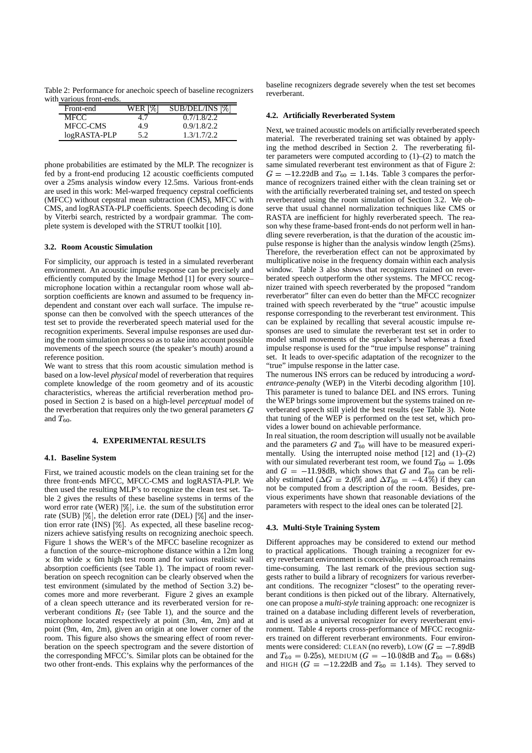Table 2: Performance for anechoic speech of baseline recognizers with various front-ends.

| Front-end | WER [%] | SUB/DEL/INS [%] |
|---|---|---|
| MFCC | 4.7 | 0.7/1.8/2.2 |
| MFCC-CMS | 4.9 | 0.9/1.8/2.2 |
| logRASTA-PLP | 5.2 | 1.3/1.7/2.2 |

phone probabilities are estimated by the MLP. The recognizer is fed by a front-end producing 12 acoustic coefficients computed over a 25ms analysis window every 12.5ms. Various front-ends are used in this work: Mel-warped frequency cepstral coefficients (MFCC) without cepstral mean subtraction (CMS), MFCC with CMS, and logRASTA-PLP coefficients. Speech decoding is done by Viterbi search, restricted by a wordpair grammar. The complete system is developed with the STRUT toolkit [10].

### 3.2. Room Acoustic Simulation

For simplicity, our approach is tested in a simulated reverberant environment. An acoustic impulse response can be precisely and efficiently computed by the Image Method [1] for every source–microphone location within a rectangular room whose wall absorption coefficients are known and assumed to be frequency independent and constant over each wall surface. The impulse response can then be convolved with the speech utterances of the test set to provide the reverberated speech material used for the recognition experiments. Several impulse responses are used during the room simulation process so as to take into account possible movements of the speech source (the speaker's mouth) around a reference position.

We want to stress that this room acoustic simulation method is based on a low-level *physical* model of reverberation that requires complete knowledge of the room geometry and of its acoustic characteristics, whereas the artificial reverberation method proposed in Section 2 is based on a high-level *perceptual* model of the reverberation that requires only the two general parameters $G$ and $T_{60}$.

## 4. EXPERIMENTAL RESULTS

### 4.1. Baseline System

First, we trained acoustic models on the clean training set for the three front-ends MFCC, MFCC-CMS and logRASTA-PLP. We then used the resulting MLP's to recognize the clean test set. Table 2 gives the results of these baseline systems in terms of the word error rate (WER) [%], i.e. the sum of the substitution error rate (SUB) [%], the deletion error rate (DEL) [%] and the insertion error rate (INS) [%]. As expected, all these baseline recognizers achieve satisfying results on recognizing anechoic speech. Figure 1 shows the WER's of the MFCC baseline recognizer as a function of the source–microphone distance within a 12m long $\times$ 8m wide $\times$ 6m high test room and for various realistic wall absorption coefficients (see Table 1). The impact of room reverberation on speech recognition can be clearly observed when the test environment (simulated by the method of Section 3.2) becomes more and more reverberant. Figure 2 gives an example of a clean speech utterance and its reverberated version for reverberant conditions $R_7$ (see Table 1), and the source and the microphone located respectively at point (3m, 4m, 2m) and at point (9m, 4m, 2m), given an origin at one lower corner of the room. This figure also shows the smearing effect of room reverberation on the speech spectrogram and the severe distortion of the corresponding MFCC's. Similar plots can be obtained for the two other front-ends. This explains why the performances of the baseline recognizers degrade severely when the test set becomes reverberant.

### 4.2. Artificially Reverberated System

Next, we trained acoustic models on artificially reverberated speech material. The reverberated training set was obtained by applying the method described in Section 2. The reverberating filter parameters were computed according to (1)–(2) to match the same simulated reverberant test environment as that of Figure 2: $G = -12.22$dB and $T_{60} = 1.14$s. Table 3 compares the performance of recognizers trained either with the clean training set or with the artificially reverberated training set, and tested on speech reverberated using the room simulation of Section 3.2. We observe that usual channel normalization techniques like CMS or RASTA are inefficient for highly reverberated speech. The reason why these frame-based front-ends do not perform well in handling severe reverberation, is that the duration of the acoustic impulse response is higher than the analysis window length (25ms). Therefore, the reverberation effect can not be approximated by multiplicative noise in the frequency domain within each analysis window. Table 3 also shows that recognizers trained on reverberated speech outperform the other systems. The MFCC recognizer trained with speech reverberated by the proposed "random reverberator" filter can even do better than the MFCC recognizer trained with speech reverberated by the "true" acoustic impulse response corresponding to the reverberant test environment. This can be explained by recalling that several acoustic impulse responses are used to simulate the reverberant test set in order to model small movements of the speaker's head whereas a fixed impulse response is used for the "true impulse response" training set. It leads to over-specific adaptation of the recognizer to the "true" impulse response in the latter case.

The numerous INS errors can be reduced by introducing a *word-entrance-penalty* (WEP) in the Viterbi decoding algorithm [10]. This parameter is tuned to balance DEL and INS errors. Tuning the WEP brings some improvement but the systems trained on reverberated speech still yield the best results (see Table 3). Note that tuning of the WEP is performed on the test set, which provides a lower bound on achievable performance.

In real situation, the room description will usually not be available and the parameters $G$ and $T_{60}$ will have to be measured experimentally. Using the interrupted noise method [12] and (1)–(2) with our simulated reverberant test room, we found $T_{60} = 1.09$s and $G = -11.98$dB, which shows that $G$ and $T_{60}$ can be reliably estimated ($\Delta G = 2.0\%$ and $\Delta T_{60} = -4.4\%$) if they can not be computed from a description of the room. Besides, previous experiments have shown that reasonable deviations of the parameters with respect to the ideal ones can be tolerated [2].

### 4.3. Multi-Style Training System

Different approaches may be considered to extend our method to practical applications. Though training a recognizer for every reverberant environment is conceivable, this approach remains time-consuming. The last remark of the previous section suggests rather to build a library of recognizers for various reverberant conditions. The recognizer "closest" to the operating reverberant conditions is then picked out of the library. Alternatively, one can propose a *multi-style* training approach: one recognizer is trained on a database including different levels of reverberation, and is used as a universal recognizer for every reverberant environment. Table 4 reports cross-performance of MFCC recognizers trained on different reverberant environments. Four environments were considered: CLEAN (no reverb), LOW ($G = -7.89$dB and $T_{60} = 0.25$s), MEDIUM ($G = -10.08$dB and $T_{60} = 0.68$s) and HIGH ($G = -12.22$dB and $T_{60} = 1.14$s). They served to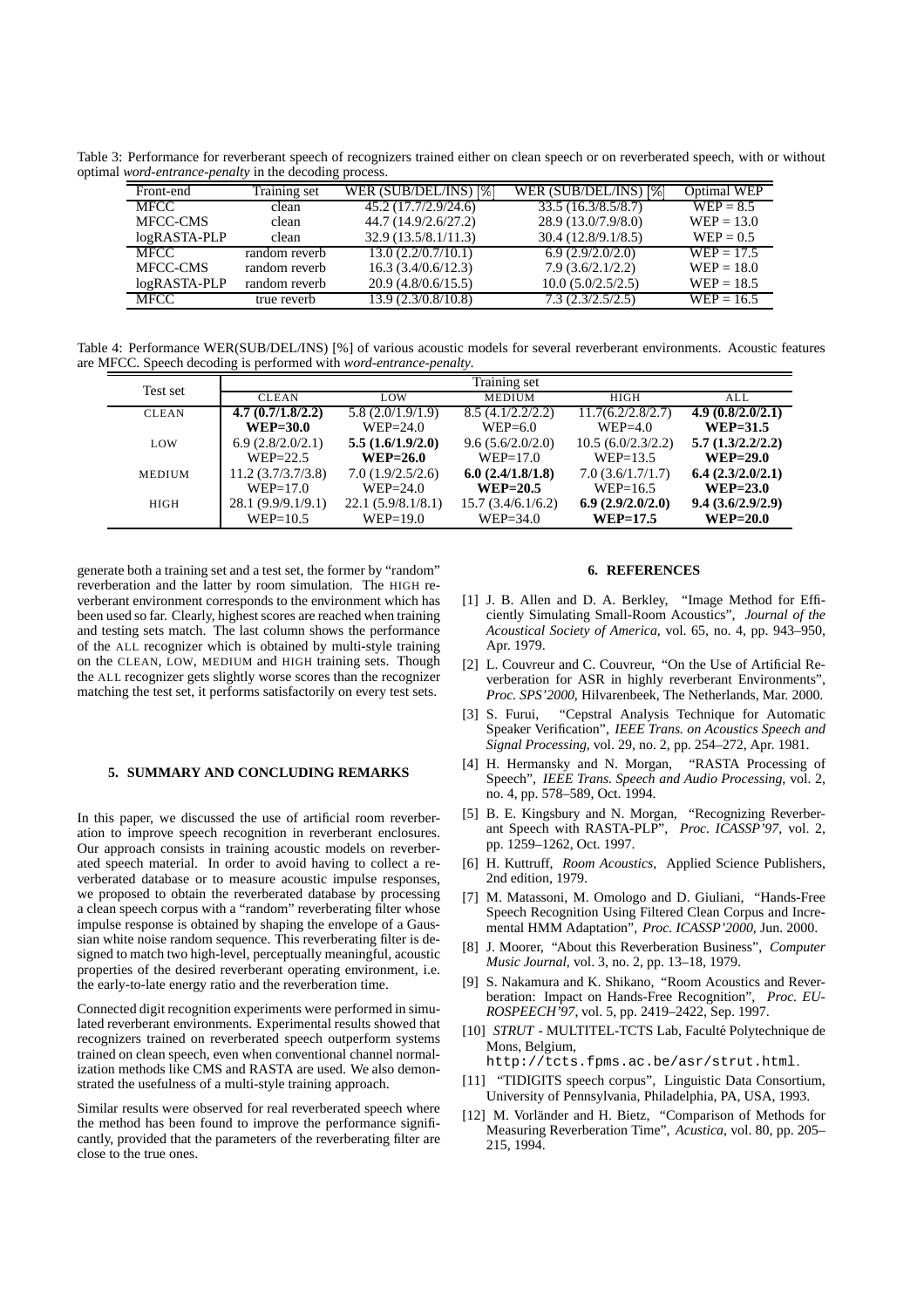Table 3: Performance for reverberant speech of recognizers trained either on clean speech or on reverberated speech, with or without optimal *word-entrance-penalty* in the decoding process.

| Front-end | Training set | WER (SUB/DEL/INS) [%] | WER (SUB/DEL/INS) [%] | Optimal WEP |
|---|---|---|---|---|
| MFCC | clean | 45.2 (17.7/2.9/24.6) | 33.5 (16.3/8.5/8.7) | WEP = 8.5 |
| MFCC-CMS | clean | 44.7 (14.9/2.6/27.2) | 28.9 (13.0/7.9/8.0) | WEP = 13.0 |
| logRASTA-PLP | clean | 32.9 (13.5/8.1/11.3) | 30.4 (12.8/9.1/8.5) | WEP = 0.5 |
| MFCC | random reverb | 13.0 (2.2/0.7/10.1) | 6.9 (2.9/2.0/2.0) | WEP = 17.5 |
| MFCC-CMS | random reverb | 16.3 (3.4/0.6/12.3) | 7.9 (3.6/2.1/2.2) | WEP = 18.0 |
| logRASTA-PLP | random reverb | 20.9 (4.8/0.6/15.5) | 10.0 (5.0/2.5/2.5) | WEP = 18.5 |
| MFCC | true reverb | 13.9 (2.3/0.8/10.8) | 7.3 (2.3/2.5/2.5) | WEP = 16.5 |

Table 4: Performance WER(SUB/DEL/INS) [%] of various acoustic models for several reverberant environments. Acoustic features are MFCC. Speech decoding is performed with *word-entrance-penalty*.

| Test set | Training set | | | | |
|---|---|---|---|---|---|
| | CLEAN | LOW | MEDIUM | HIGH | ALL |
| CLEAN | **4.7 (0.7/1.8/2.2)** **WEP=30.0** | 5.8 (2.0/1.9/1.9) WEP=24.0 | 8.5 (4.1/2.2/2.2) WEP=6.0 | 11.7(6.2/2.8/2.7) WEP=4.0 | **4.9 (0.8/2.0/2.1)** **WEP=31.5** |
| LOW | 6.9 (2.8/2.0/2.1) WEP=22.5 | **5.5 (1.6/1.9/2.0)** **WEP=26.0** | 9.6 (5.6/2.0/2.0) WEP=17.0 | 10.5 (6.0/2.3/2.2) WEP=13.5 | **5.7 (1.3/2.2/2.2)** **WEP=29.0** |
| MEDIUM | 11.2 (3.7/3.7/3.8) WEP=17.0 | 7.0 (1.9/2.5/2.6) WEP=24.0 | **6.0 (2.4/1.8/1.8)** **WEP=20.5** | 7.0 (3.6/1.7/1.7) WEP=16.5 | **6.4 (2.3/2.0/2.1)** **WEP=23.0** |
| HIGH | 28.1 (9.9/9.1/9.1) WEP=10.5 | 22.1 (5.9/8.1/8.1) WEP=19.0 | 15.7 (3.4/6.1/6.2) WEP=34.0 | **6.9 (2.9/2.0/2.0)** **WEP=17.5** | **9.4 (3.6/2.9/2.9)** **WEP=20.0** |

generate both a training set and a test set, the former by "random" reverberation and the latter by room simulation. The HIGH reverberant environment corresponds to the environment which has been used so far. Clearly, highest scores are reached when training and testing sets match. The last column shows the performance of the ALL recognizer which is obtained by multi-style training on the CLEAN, LOW, MEDIUM and HIGH training sets. Though the ALL recognizer gets slightly worse scores than the recognizer matching the test set, it performs satisfactorily on every test sets.

## 5. SUMMARY AND CONCLUDING REMARKS

In this paper, we discussed the use of artificial room reverberation to improve speech recognition in reverberant enclosures. Our approach consists in training acoustic models on reverberated speech material. In order to avoid having to collect a reverberated database or to measure acoustic impulse responses, we proposed to obtain the reverberated database by processing a clean speech corpus with a "random" reverberating filter whose impulse response is obtained by shaping the envelope of a Gaussian white noise random sequence. This reverberating filter is designed to match two high-level, perceptually meaningful, acoustic properties of the desired reverberant operating environment, i.e. the early-to-late energy ratio and the reverberation time.

Connected digit recognition experiments were performed in simulated reverberant environments. Experimental results showed that recognizers trained on reverberated speech outperform systems trained on clean speech, even when conventional channel normalization methods like CMS and RASTA are used. We also demonstrated the usefulness of a multi-style training approach.

Similar results were observed for real reverberated speech where the method has been found to improve the performance significantly, provided that the parameters of the reverberating filter are close to the true ones.

## 6. REFERENCES

[1] J. B. Allen and D. A. Berkley, "Image Method for Efficiently Simulating Small-Room Acoustics", *Journal of the Acoustical Society of America*, vol. 65, no. 4, pp. 943–950, Apr. 1979.

[2] L. Couvreur and C. Couvreur, "On the Use of Artificial Reverberation for ASR in highly reverberant Environments", *Proc. SPS'2000*, Hilvarenbeek, The Netherlands, Mar. 2000.

[3] S. Furui, "Cepstral Analysis Technique for Automatic Speaker Verification", *IEEE Trans. on Acoustics Speech and Signal Processing*, vol. 29, no. 2, pp. 254–272, Apr. 1981.

[4] H. Hermansky and N. Morgan, "RASTA Processing of Speech", *IEEE Trans. Speech and Audio Processing*, vol. 2, no. 4, pp. 578–589, Oct. 1994.

[5] B. E. Kingsbury and N. Morgan, "Recognizing Reverberant Speech with RASTA-PLP", *Proc. ICASSP'97*, vol. 2, pp. 1259–1262, Oct. 1997.

[6] H. Kuttruff, *Room Acoustics*, Applied Science Publishers, 2nd edition, 1979.

[7] M. Matassoni, M. Omologo and D. Giuliani, "Hands-Free Speech Recognition Using Filtered Clean Corpus and Incremental HMM Adaptation", *Proc. ICASSP'2000*, Jun. 2000.

[8] J. Moorer, "About this Reverberation Business", *Computer Music Journal*, vol. 3, no. 2, pp. 13–18, 1979.

[9] S. Nakamura and K. Shikano, "Room Acoustics and Reverberation: Impact on Hands-Free Recognition", *Proc. EUROSPEECH'97*, vol. 5, pp. 2419–2422, Sep. 1997.

[10] *STRUT* - MULTITEL-TCTS Lab, Faculté Polytechnique de Mons, Belgium, `http://tcts.fpms.ac.be/asr/strut.html`.

[11] "TIDIGITS speech corpus", Linguistic Data Consortium, University of Pennsylvania, Philadelphia, PA, USA, 1993.

[12] M. Vorländer and H. Bietz, "Comparison of Methods for Measuring Reverberation Time", *Acustica*, vol. 80, pp. 205–215, 1994.